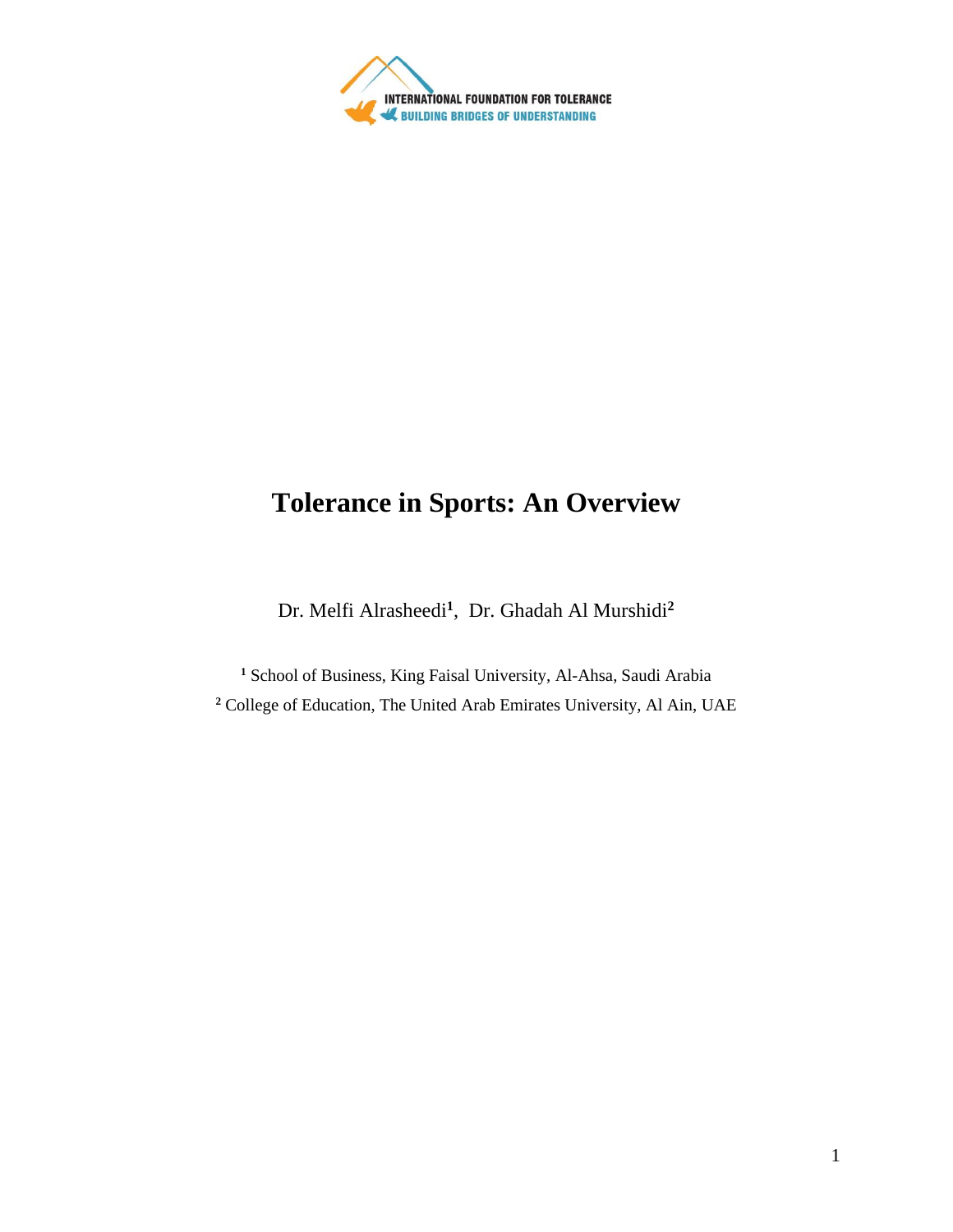INTERNATIONAL FOUNDATION FOR TOLERANCE
BUILDING BRIDGES OF UNDERSTANDING

# Tolerance in Sports: An Overview

Dr. Melfi Alrasheedi[1], Dr. Ghadah Al Murshidi[2]

[1] School of Business, King Faisal University, Al-Ahsa, Saudi Arabia
[2] College of Education, The United Arab Emirates University, Al Ain, UAE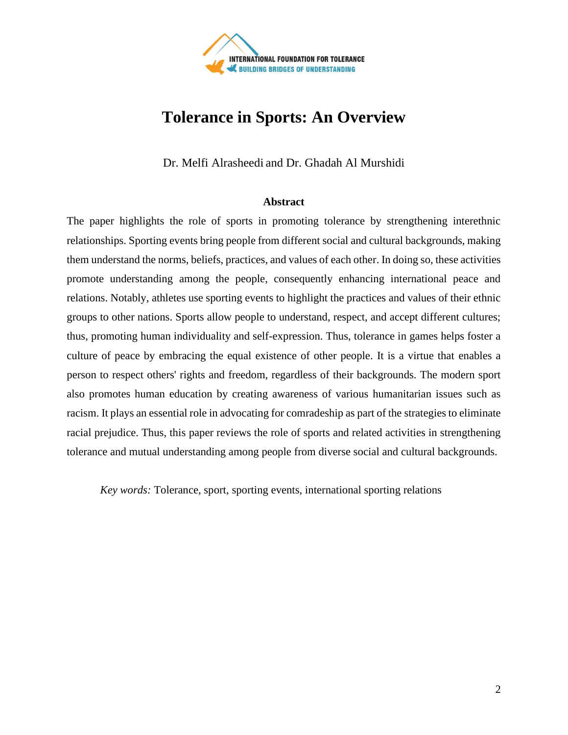INTERNATIONAL FOUNDATION FOR TOLERANCE
BUILDING BRIDGES OF UNDERSTANDING

# Tolerance in Sports: An Overview

Dr. Melfi Alrasheedi and Dr. Ghadah Al Murshidi

**Abstract**

The paper highlights the role of sports in promoting tolerance by strengthening interethnic relationships. Sporting events bring people from different social and cultural backgrounds, making them understand the norms, beliefs, practices, and values of each other. In doing so, these activities promote understanding among the people, consequently enhancing international peace and relations. Notably, athletes use sporting events to highlight the practices and values of their ethnic groups to other nations. Sports allow people to understand, respect, and accept different cultures; thus, promoting human individuality and self-expression. Thus, tolerance in games helps foster a culture of peace by embracing the equal existence of other people. It is a virtue that enables a person to respect others' rights and freedom, regardless of their backgrounds. The modern sport also promotes human education by creating awareness of various humanitarian issues such as racism. It plays an essential role in advocating for comradeship as part of the strategies to eliminate racial prejudice. Thus, this paper reviews the role of sports and related activities in strengthening tolerance and mutual understanding among people from diverse social and cultural backgrounds.

*Key words:* Tolerance, sport, sporting events, international sporting relations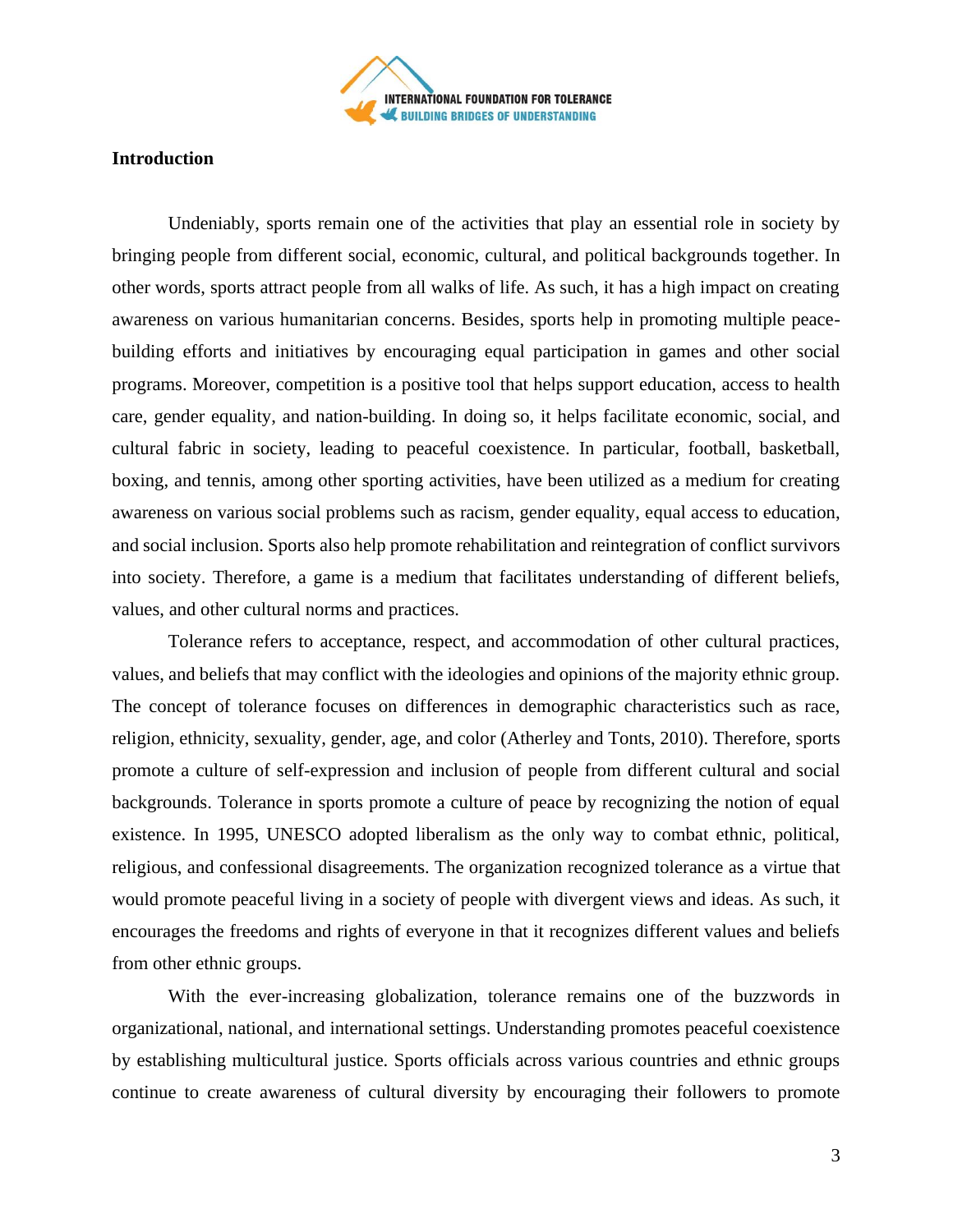## Introduction

Undeniably, sports remain one of the activities that play an essential role in society by bringing people from different social, economic, cultural, and political backgrounds together. In other words, sports attract people from all walks of life. As such, it has a high impact on creating awareness on various humanitarian concerns. Besides, sports help in promoting multiple peace-building efforts and initiatives by encouraging equal participation in games and other social programs. Moreover, competition is a positive tool that helps support education, access to health care, gender equality, and nation-building. In doing so, it helps facilitate economic, social, and cultural fabric in society, leading to peaceful coexistence. In particular, football, basketball, boxing, and tennis, among other sporting activities, have been utilized as a medium for creating awareness on various social problems such as racism, gender equality, equal access to education, and social inclusion. Sports also help promote rehabilitation and reintegration of conflict survivors into society. Therefore, a game is a medium that facilitates understanding of different beliefs, values, and other cultural norms and practices.

Tolerance refers to acceptance, respect, and accommodation of other cultural practices, values, and beliefs that may conflict with the ideologies and opinions of the majority ethnic group. The concept of tolerance focuses on differences in demographic characteristics such as race, religion, ethnicity, sexuality, gender, age, and color (Atherley and Tonts, 2010). Therefore, sports promote a culture of self-expression and inclusion of people from different cultural and social backgrounds. Tolerance in sports promote a culture of peace by recognizing the notion of equal existence. In 1995, UNESCO adopted liberalism as the only way to combat ethnic, political, religious, and confessional disagreements. The organization recognized tolerance as a virtue that would promote peaceful living in a society of people with divergent views and ideas. As such, it encourages the freedoms and rights of everyone in that it recognizes different values and beliefs from other ethnic groups.

With the ever-increasing globalization, tolerance remains one of the buzzwords in organizational, national, and international settings. Understanding promotes peaceful coexistence by establishing multicultural justice. Sports officials across various countries and ethnic groups continue to create awareness of cultural diversity by encouraging their followers to promote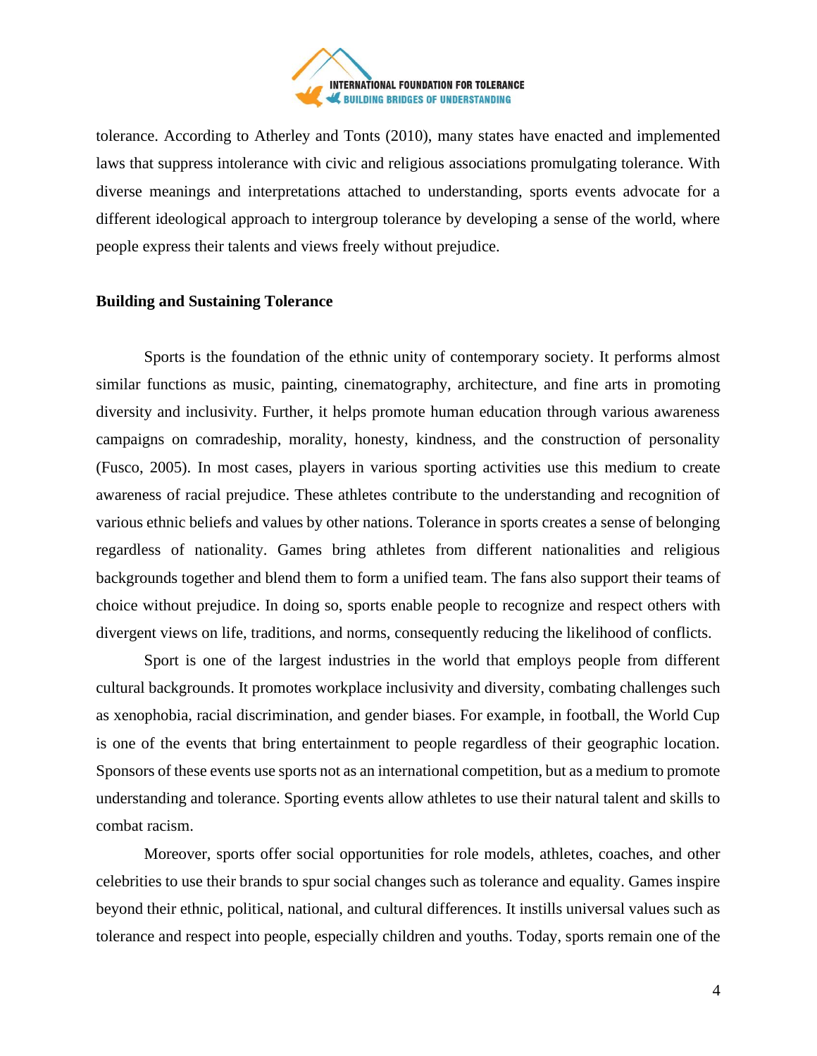tolerance. According to Atherley and Tonts (2010), many states have enacted and implemented laws that suppress intolerance with civic and religious associations promulgating tolerance. With diverse meanings and interpretations attached to understanding, sports events advocate for a different ideological approach to intergroup tolerance by developing a sense of the world, where people express their talents and views freely without prejudice.

**Building and Sustaining Tolerance**

Sports is the foundation of the ethnic unity of contemporary society. It performs almost similar functions as music, painting, cinematography, architecture, and fine arts in promoting diversity and inclusivity. Further, it helps promote human education through various awareness campaigns on comradeship, morality, honesty, kindness, and the construction of personality (Fusco, 2005). In most cases, players in various sporting activities use this medium to create awareness of racial prejudice. These athletes contribute to the understanding and recognition of various ethnic beliefs and values by other nations. Tolerance in sports creates a sense of belonging regardless of nationality. Games bring athletes from different nationalities and religious backgrounds together and blend them to form a unified team. The fans also support their teams of choice without prejudice. In doing so, sports enable people to recognize and respect others with divergent views on life, traditions, and norms, consequently reducing the likelihood of conflicts.

Sport is one of the largest industries in the world that employs people from different cultural backgrounds. It promotes workplace inclusivity and diversity, combating challenges such as xenophobia, racial discrimination, and gender biases. For example, in football, the World Cup is one of the events that bring entertainment to people regardless of their geographic location. Sponsors of these events use sports not as an international competition, but as a medium to promote understanding and tolerance. Sporting events allow athletes to use their natural talent and skills to combat racism.

Moreover, sports offer social opportunities for role models, athletes, coaches, and other celebrities to use their brands to spur social changes such as tolerance and equality. Games inspire beyond their ethnic, political, national, and cultural differences. It instills universal values such as tolerance and respect into people, especially children and youths. Today, sports remain one of the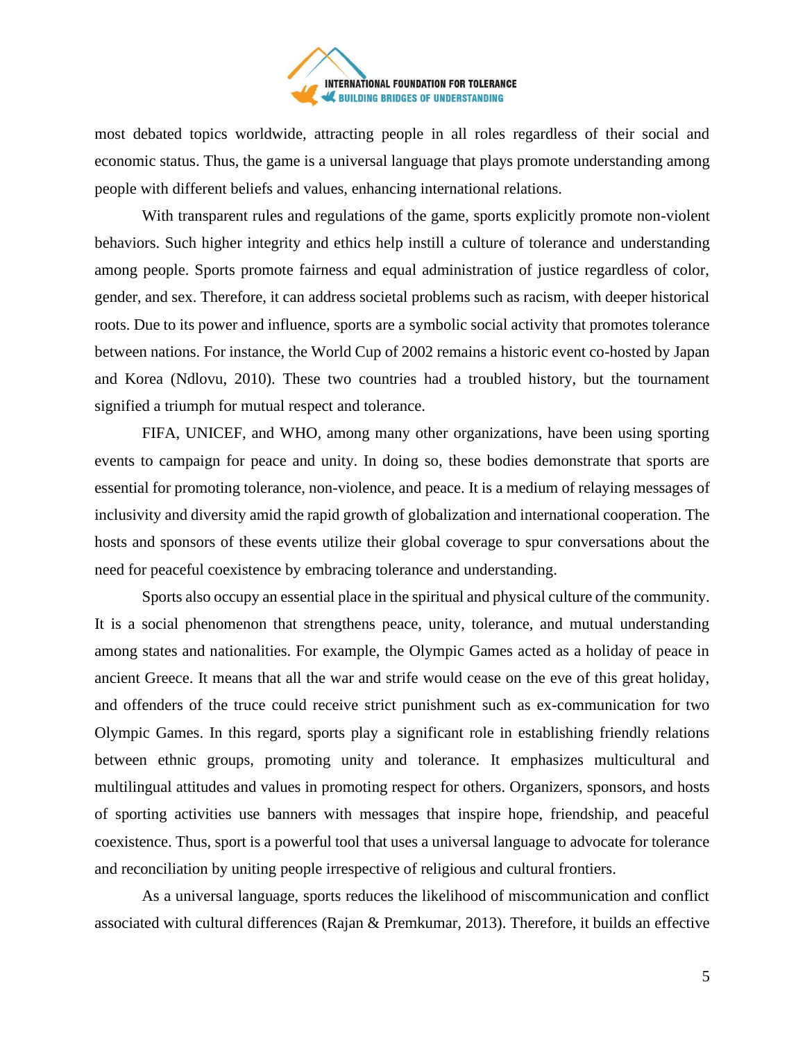most debated topics worldwide, attracting people in all roles regardless of their social and economic status. Thus, the game is a universal language that plays promote understanding among people with different beliefs and values, enhancing international relations.

With transparent rules and regulations of the game, sports explicitly promote non-violent behaviors. Such higher integrity and ethics help instill a culture of tolerance and understanding among people. Sports promote fairness and equal administration of justice regardless of color, gender, and sex. Therefore, it can address societal problems such as racism, with deeper historical roots. Due to its power and influence, sports are a symbolic social activity that promotes tolerance between nations. For instance, the World Cup of 2002 remains a historic event co-hosted by Japan and Korea (Ndlovu, 2010). These two countries had a troubled history, but the tournament signified a triumph for mutual respect and tolerance.

FIFA, UNICEF, and WHO, among many other organizations, have been using sporting events to campaign for peace and unity. In doing so, these bodies demonstrate that sports are essential for promoting tolerance, non-violence, and peace. It is a medium of relaying messages of inclusivity and diversity amid the rapid growth of globalization and international cooperation. The hosts and sponsors of these events utilize their global coverage to spur conversations about the need for peaceful coexistence by embracing tolerance and understanding.

Sports also occupy an essential place in the spiritual and physical culture of the community. It is a social phenomenon that strengthens peace, unity, tolerance, and mutual understanding among states and nationalities. For example, the Olympic Games acted as a holiday of peace in ancient Greece. It means that all the war and strife would cease on the eve of this great holiday, and offenders of the truce could receive strict punishment such as ex-communication for two Olympic Games. In this regard, sports play a significant role in establishing friendly relations between ethnic groups, promoting unity and tolerance. It emphasizes multicultural and multilingual attitudes and values in promoting respect for others. Organizers, sponsors, and hosts of sporting activities use banners with messages that inspire hope, friendship, and peaceful coexistence. Thus, sport is a powerful tool that uses a universal language to advocate for tolerance and reconciliation by uniting people irrespective of religious and cultural frontiers.

As a universal language, sports reduces the likelihood of miscommunication and conflict associated with cultural differences (Rajan & Premkumar, 2013). Therefore, it builds an effective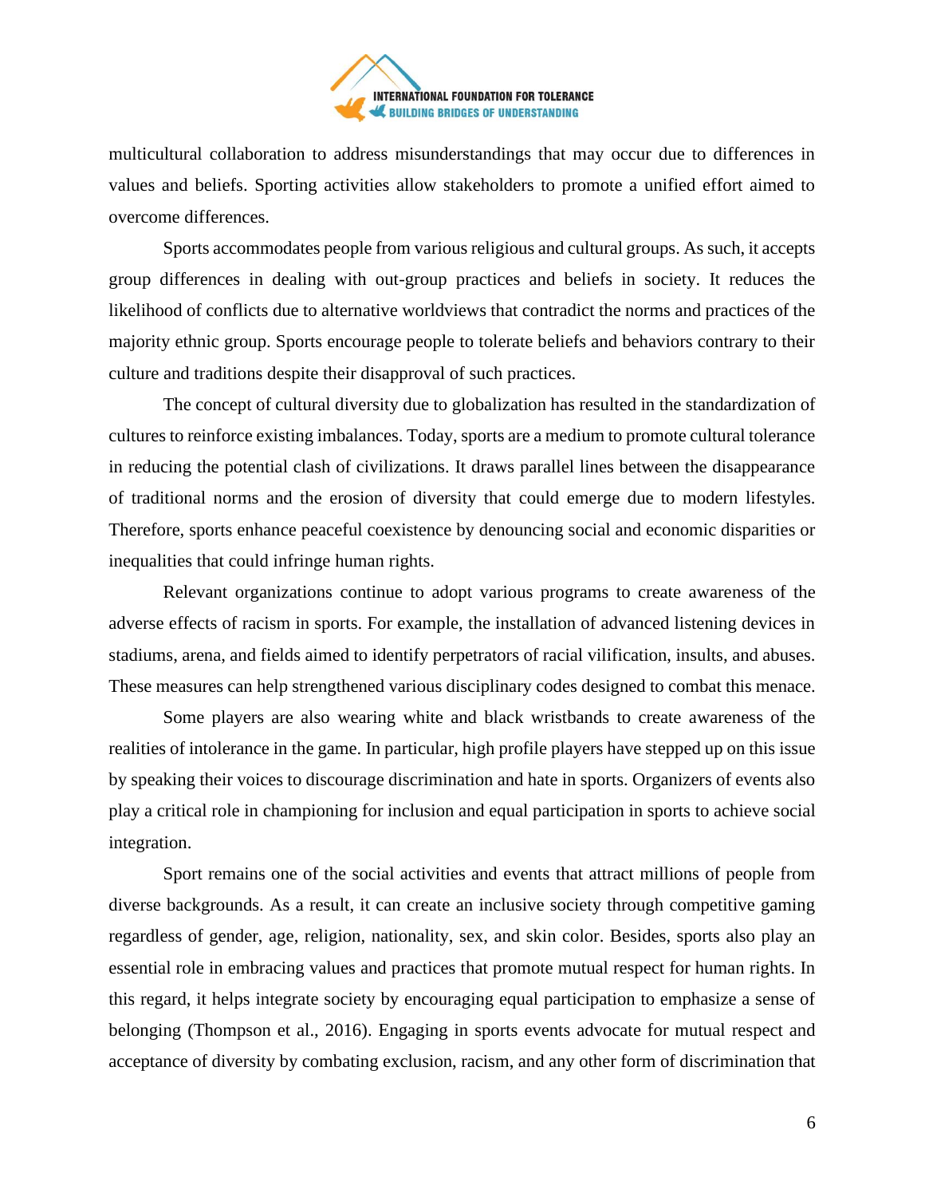multicultural collaboration to address misunderstandings that may occur due to differences in values and beliefs. Sporting activities allow stakeholders to promote a unified effort aimed to overcome differences.

Sports accommodates people from various religious and cultural groups. As such, it accepts group differences in dealing with out-group practices and beliefs in society. It reduces the likelihood of conflicts due to alternative worldviews that contradict the norms and practices of the majority ethnic group. Sports encourage people to tolerate beliefs and behaviors contrary to their culture and traditions despite their disapproval of such practices.

The concept of cultural diversity due to globalization has resulted in the standardization of cultures to reinforce existing imbalances. Today, sports are a medium to promote cultural tolerance in reducing the potential clash of civilizations. It draws parallel lines between the disappearance of traditional norms and the erosion of diversity that could emerge due to modern lifestyles. Therefore, sports enhance peaceful coexistence by denouncing social and economic disparities or inequalities that could infringe human rights.

Relevant organizations continue to adopt various programs to create awareness of the adverse effects of racism in sports. For example, the installation of advanced listening devices in stadiums, arena, and fields aimed to identify perpetrators of racial vilification, insults, and abuses. These measures can help strengthened various disciplinary codes designed to combat this menace.

Some players are also wearing white and black wristbands to create awareness of the realities of intolerance in the game. In particular, high profile players have stepped up on this issue by speaking their voices to discourage discrimination and hate in sports. Organizers of events also play a critical role in championing for inclusion and equal participation in sports to achieve social integration.

Sport remains one of the social activities and events that attract millions of people from diverse backgrounds. As a result, it can create an inclusive society through competitive gaming regardless of gender, age, religion, nationality, sex, and skin color. Besides, sports also play an essential role in embracing values and practices that promote mutual respect for human rights. In this regard, it helps integrate society by encouraging equal participation to emphasize a sense of belonging (Thompson et al., 2016). Engaging in sports events advocate for mutual respect and acceptance of diversity by combating exclusion, racism, and any other form of discrimination that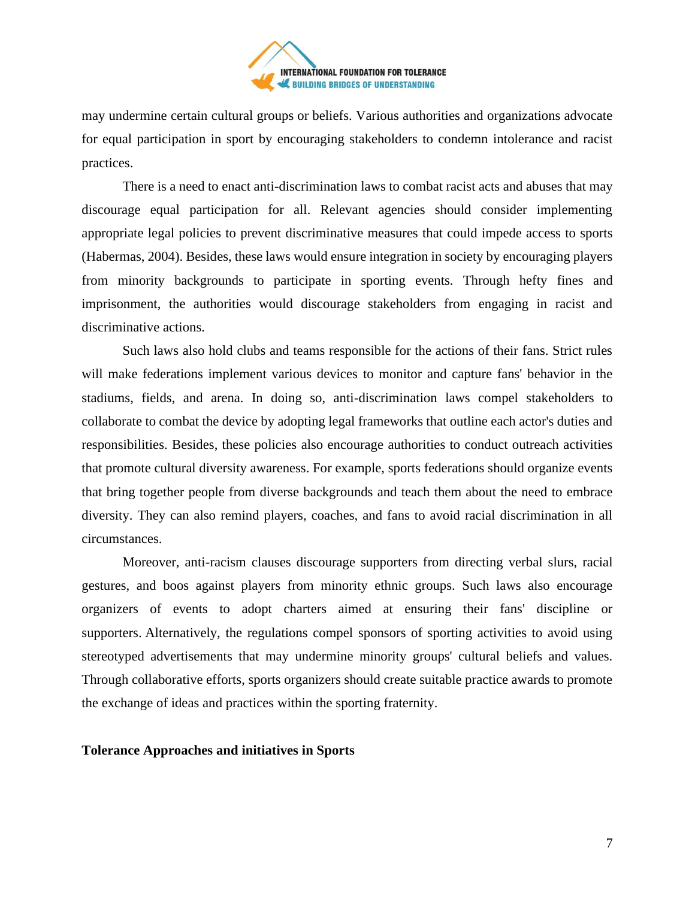may undermine certain cultural groups or beliefs. Various authorities and organizations advocate for equal participation in sport by encouraging stakeholders to condemn intolerance and racist practices.

There is a need to enact anti-discrimination laws to combat racist acts and abuses that may discourage equal participation for all. Relevant agencies should consider implementing appropriate legal policies to prevent discriminative measures that could impede access to sports (Habermas, 2004). Besides, these laws would ensure integration in society by encouraging players from minority backgrounds to participate in sporting events. Through hefty fines and imprisonment, the authorities would discourage stakeholders from engaging in racist and discriminative actions.

Such laws also hold clubs and teams responsible for the actions of their fans. Strict rules will make federations implement various devices to monitor and capture fans' behavior in the stadiums, fields, and arena. In doing so, anti-discrimination laws compel stakeholders to collaborate to combat the device by adopting legal frameworks that outline each actor's duties and responsibilities. Besides, these policies also encourage authorities to conduct outreach activities that promote cultural diversity awareness. For example, sports federations should organize events that bring together people from diverse backgrounds and teach them about the need to embrace diversity. They can also remind players, coaches, and fans to avoid racial discrimination in all circumstances.

Moreover, anti-racism clauses discourage supporters from directing verbal slurs, racial gestures, and boos against players from minority ethnic groups. Such laws also encourage organizers of events to adopt charters aimed at ensuring their fans' discipline or supporters. Alternatively, the regulations compel sponsors of sporting activities to avoid using stereotyped advertisements that may undermine minority groups' cultural beliefs and values. Through collaborative efforts, sports organizers should create suitable practice awards to promote the exchange of ideas and practices within the sporting fraternity.

**Tolerance Approaches and initiatives in Sports**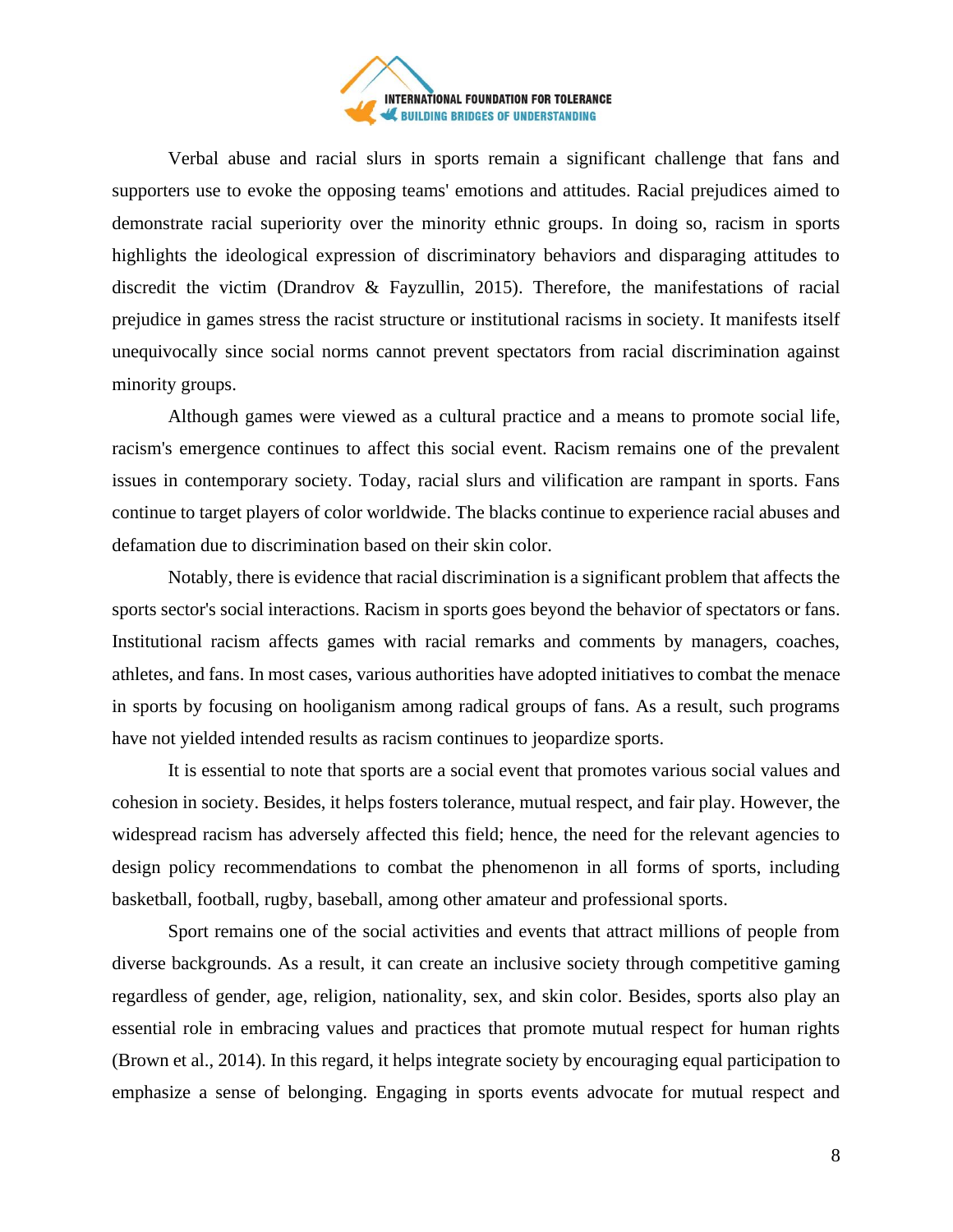Verbal abuse and racial slurs in sports remain a significant challenge that fans and supporters use to evoke the opposing teams' emotions and attitudes. Racial prejudices aimed to demonstrate racial superiority over the minority ethnic groups. In doing so, racism in sports highlights the ideological expression of discriminatory behaviors and disparaging attitudes to discredit the victim (Drandrov & Fayzullin, 2015). Therefore, the manifestations of racial prejudice in games stress the racist structure or institutional racisms in society. It manifests itself unequivocally since social norms cannot prevent spectators from racial discrimination against minority groups.

Although games were viewed as a cultural practice and a means to promote social life, racism's emergence continues to affect this social event. Racism remains one of the prevalent issues in contemporary society. Today, racial slurs and vilification are rampant in sports. Fans continue to target players of color worldwide. The blacks continue to experience racial abuses and defamation due to discrimination based on their skin color.

Notably, there is evidence that racial discrimination is a significant problem that affects the sports sector's social interactions. Racism in sports goes beyond the behavior of spectators or fans. Institutional racism affects games with racial remarks and comments by managers, coaches, athletes, and fans. In most cases, various authorities have adopted initiatives to combat the menace in sports by focusing on hooliganism among radical groups of fans. As a result, such programs have not yielded intended results as racism continues to jeopardize sports.

It is essential to note that sports are a social event that promotes various social values and cohesion in society. Besides, it helps fosters tolerance, mutual respect, and fair play. However, the widespread racism has adversely affected this field; hence, the need for the relevant agencies to design policy recommendations to combat the phenomenon in all forms of sports, including basketball, football, rugby, baseball, among other amateur and professional sports.

Sport remains one of the social activities and events that attract millions of people from diverse backgrounds. As a result, it can create an inclusive society through competitive gaming regardless of gender, age, religion, nationality, sex, and skin color. Besides, sports also play an essential role in embracing values and practices that promote mutual respect for human rights (Brown et al., 2014). In this regard, it helps integrate society by encouraging equal participation to emphasize a sense of belonging. Engaging in sports events advocate for mutual respect and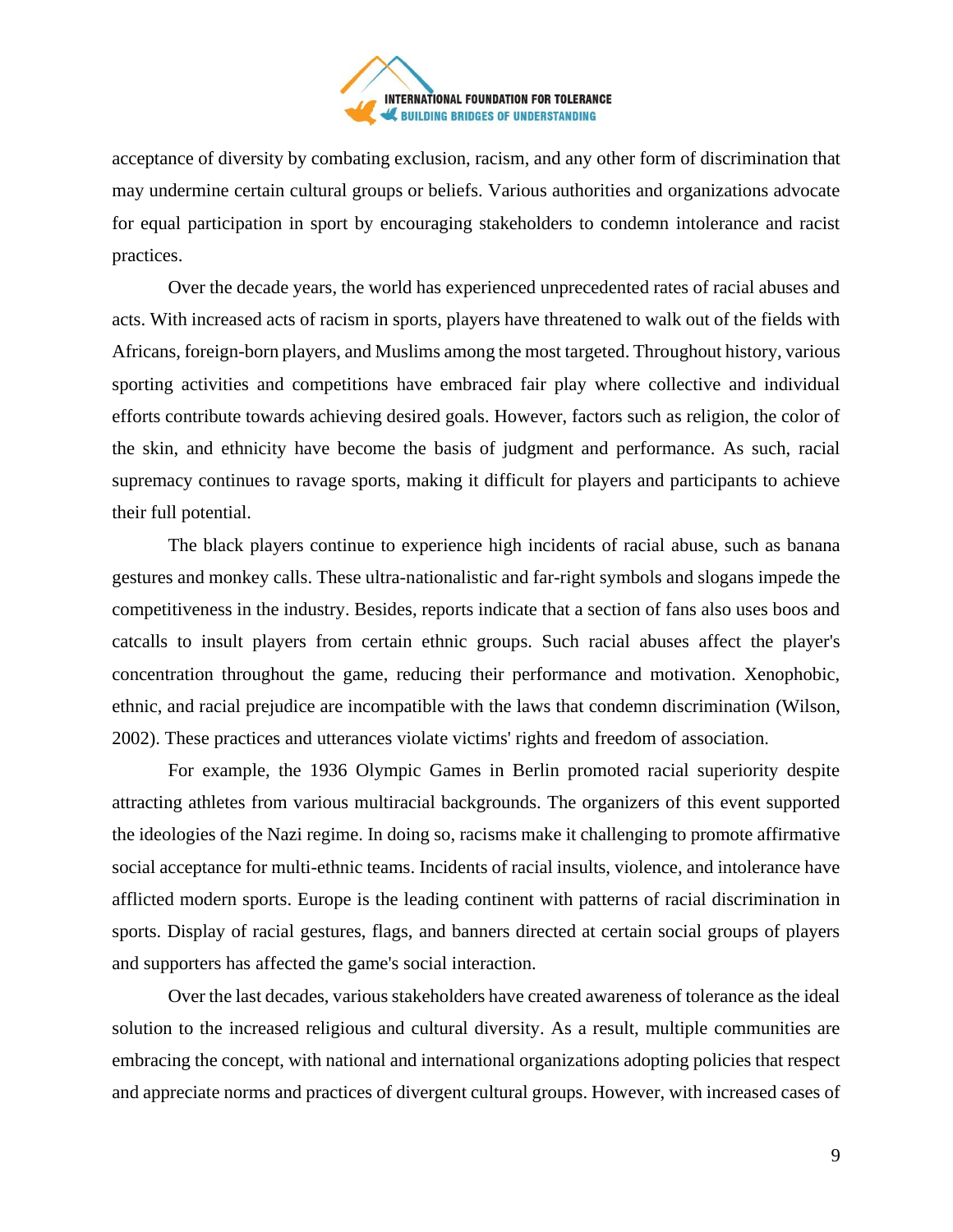acceptance of diversity by combating exclusion, racism, and any other form of discrimination that may undermine certain cultural groups or beliefs. Various authorities and organizations advocate for equal participation in sport by encouraging stakeholders to condemn intolerance and racist practices.

Over the decade years, the world has experienced unprecedented rates of racial abuses and acts. With increased acts of racism in sports, players have threatened to walk out of the fields with Africans, foreign-born players, and Muslims among the most targeted. Throughout history, various sporting activities and competitions have embraced fair play where collective and individual efforts contribute towards achieving desired goals. However, factors such as religion, the color of the skin, and ethnicity have become the basis of judgment and performance. As such, racial supremacy continues to ravage sports, making it difficult for players and participants to achieve their full potential.

The black players continue to experience high incidents of racial abuse, such as banana gestures and monkey calls. These ultra-nationalistic and far-right symbols and slogans impede the competitiveness in the industry. Besides, reports indicate that a section of fans also uses boos and catcalls to insult players from certain ethnic groups. Such racial abuses affect the player's concentration throughout the game, reducing their performance and motivation. Xenophobic, ethnic, and racial prejudice are incompatible with the laws that condemn discrimination (Wilson, 2002). These practices and utterances violate victims' rights and freedom of association.

For example, the 1936 Olympic Games in Berlin promoted racial superiority despite attracting athletes from various multiracial backgrounds. The organizers of this event supported the ideologies of the Nazi regime. In doing so, racisms make it challenging to promote affirmative social acceptance for multi-ethnic teams. Incidents of racial insults, violence, and intolerance have afflicted modern sports. Europe is the leading continent with patterns of racial discrimination in sports. Display of racial gestures, flags, and banners directed at certain social groups of players and supporters has affected the game's social interaction.

Over the last decades, various stakeholders have created awareness of tolerance as the ideal solution to the increased religious and cultural diversity. As a result, multiple communities are embracing the concept, with national and international organizations adopting policies that respect and appreciate norms and practices of divergent cultural groups. However, with increased cases of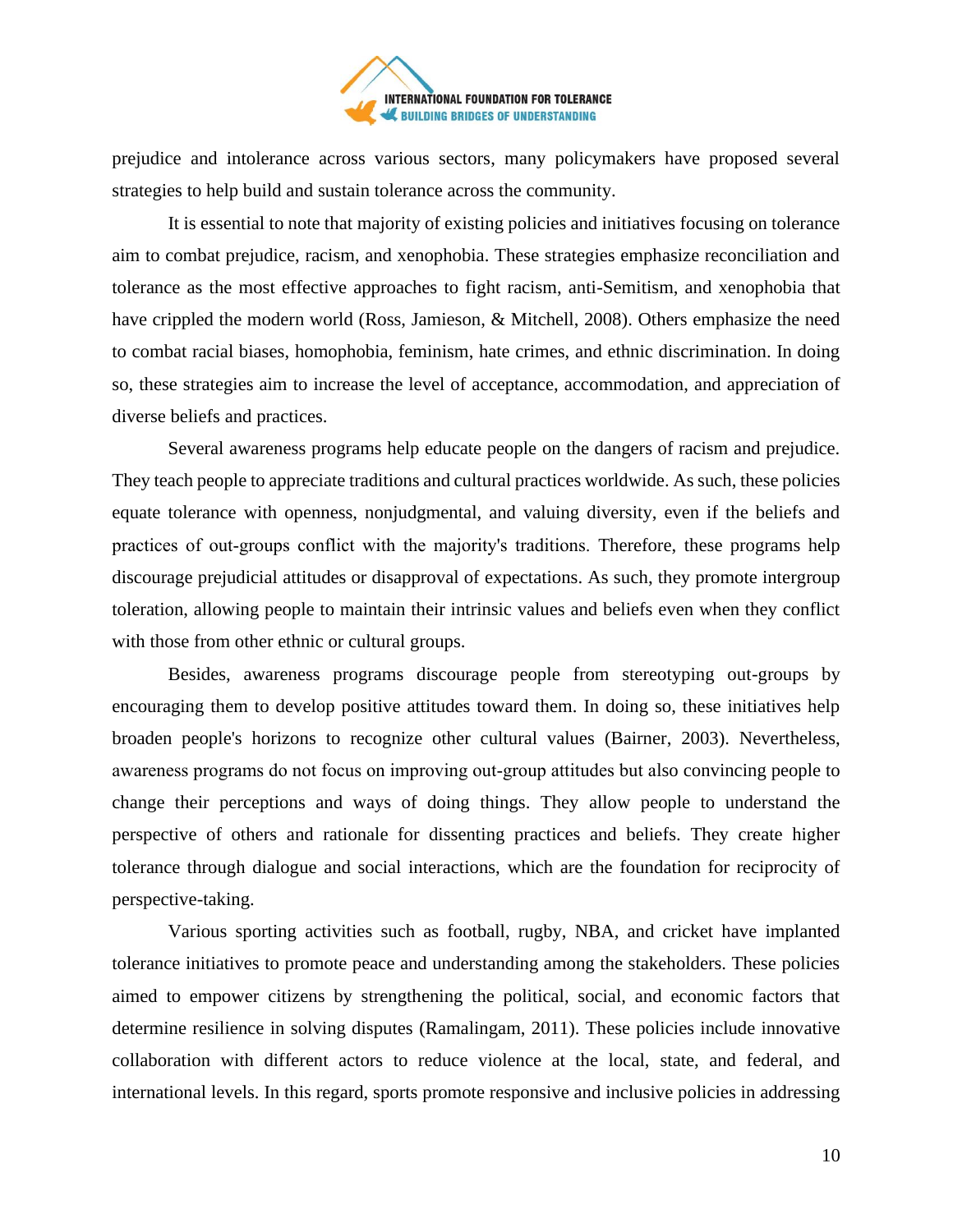prejudice and intolerance across various sectors, many policymakers have proposed several strategies to help build and sustain tolerance across the community.

It is essential to note that majority of existing policies and initiatives focusing on tolerance aim to combat prejudice, racism, and xenophobia. These strategies emphasize reconciliation and tolerance as the most effective approaches to fight racism, anti-Semitism, and xenophobia that have crippled the modern world (Ross, Jamieson, & Mitchell, 2008). Others emphasize the need to combat racial biases, homophobia, feminism, hate crimes, and ethnic discrimination. In doing so, these strategies aim to increase the level of acceptance, accommodation, and appreciation of diverse beliefs and practices.

Several awareness programs help educate people on the dangers of racism and prejudice. They teach people to appreciate traditions and cultural practices worldwide. As such, these policies equate tolerance with openness, nonjudgmental, and valuing diversity, even if the beliefs and practices of out-groups conflict with the majority's traditions. Therefore, these programs help discourage prejudicial attitudes or disapproval of expectations. As such, they promote intergroup toleration, allowing people to maintain their intrinsic values and beliefs even when they conflict with those from other ethnic or cultural groups.

Besides, awareness programs discourage people from stereotyping out-groups by encouraging them to develop positive attitudes toward them. In doing so, these initiatives help broaden people's horizons to recognize other cultural values (Bairner, 2003). Nevertheless, awareness programs do not focus on improving out-group attitudes but also convincing people to change their perceptions and ways of doing things. They allow people to understand the perspective of others and rationale for dissenting practices and beliefs. They create higher tolerance through dialogue and social interactions, which are the foundation for reciprocity of perspective-taking.

Various sporting activities such as football, rugby, NBA, and cricket have implanted tolerance initiatives to promote peace and understanding among the stakeholders. These policies aimed to empower citizens by strengthening the political, social, and economic factors that determine resilience in solving disputes (Ramalingam, 2011). These policies include innovative collaboration with different actors to reduce violence at the local, state, and federal, and international levels. In this regard, sports promote responsive and inclusive policies in addressing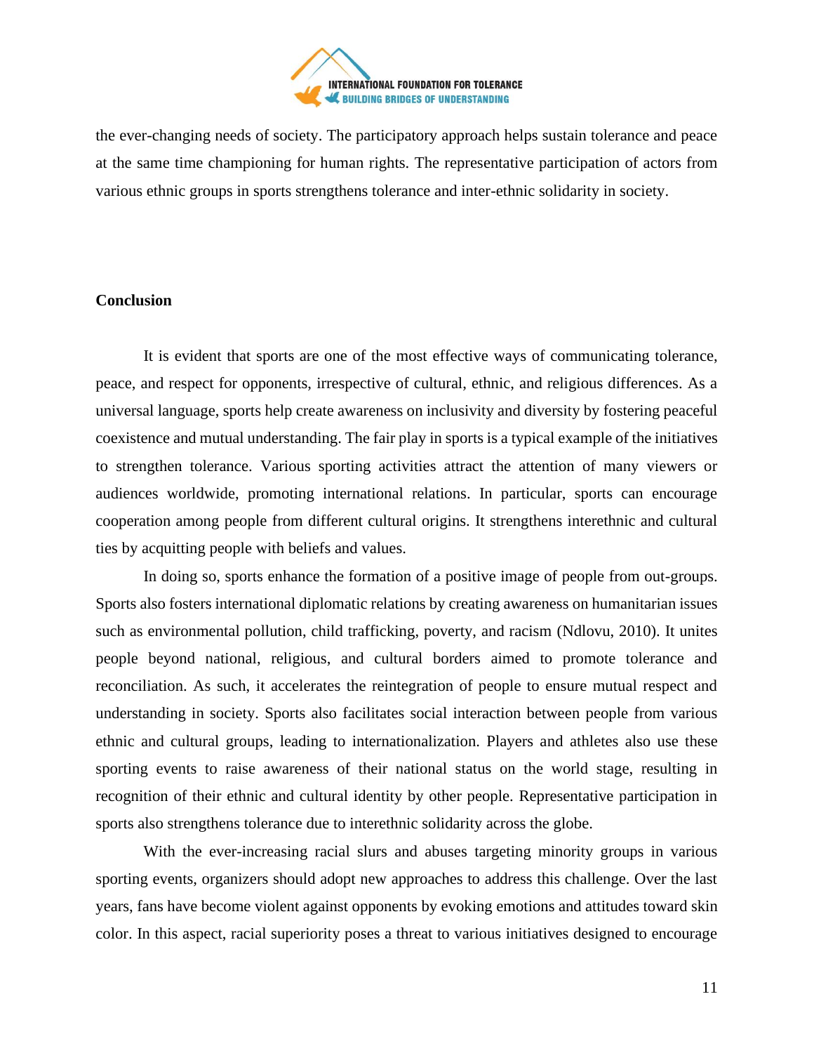the ever-changing needs of society. The participatory approach helps sustain tolerance and peace at the same time championing for human rights. The representative participation of actors from various ethnic groups in sports strengthens tolerance and inter-ethnic solidarity in society.

## Conclusion

It is evident that sports are one of the most effective ways of communicating tolerance, peace, and respect for opponents, irrespective of cultural, ethnic, and religious differences. As a universal language, sports help create awareness on inclusivity and diversity by fostering peaceful coexistence and mutual understanding. The fair play in sports is a typical example of the initiatives to strengthen tolerance. Various sporting activities attract the attention of many viewers or audiences worldwide, promoting international relations. In particular, sports can encourage cooperation among people from different cultural origins. It strengthens interethnic and cultural ties by acquitting people with beliefs and values.

In doing so, sports enhance the formation of a positive image of people from out-groups. Sports also fosters international diplomatic relations by creating awareness on humanitarian issues such as environmental pollution, child trafficking, poverty, and racism (Ndlovu, 2010). It unites people beyond national, religious, and cultural borders aimed to promote tolerance and reconciliation. As such, it accelerates the reintegration of people to ensure mutual respect and understanding in society. Sports also facilitates social interaction between people from various ethnic and cultural groups, leading to internationalization. Players and athletes also use these sporting events to raise awareness of their national status on the world stage, resulting in recognition of their ethnic and cultural identity by other people. Representative participation in sports also strengthens tolerance due to interethnic solidarity across the globe.

With the ever-increasing racial slurs and abuses targeting minority groups in various sporting events, organizers should adopt new approaches to address this challenge. Over the last years, fans have become violent against opponents by evoking emotions and attitudes toward skin color. In this aspect, racial superiority poses a threat to various initiatives designed to encourage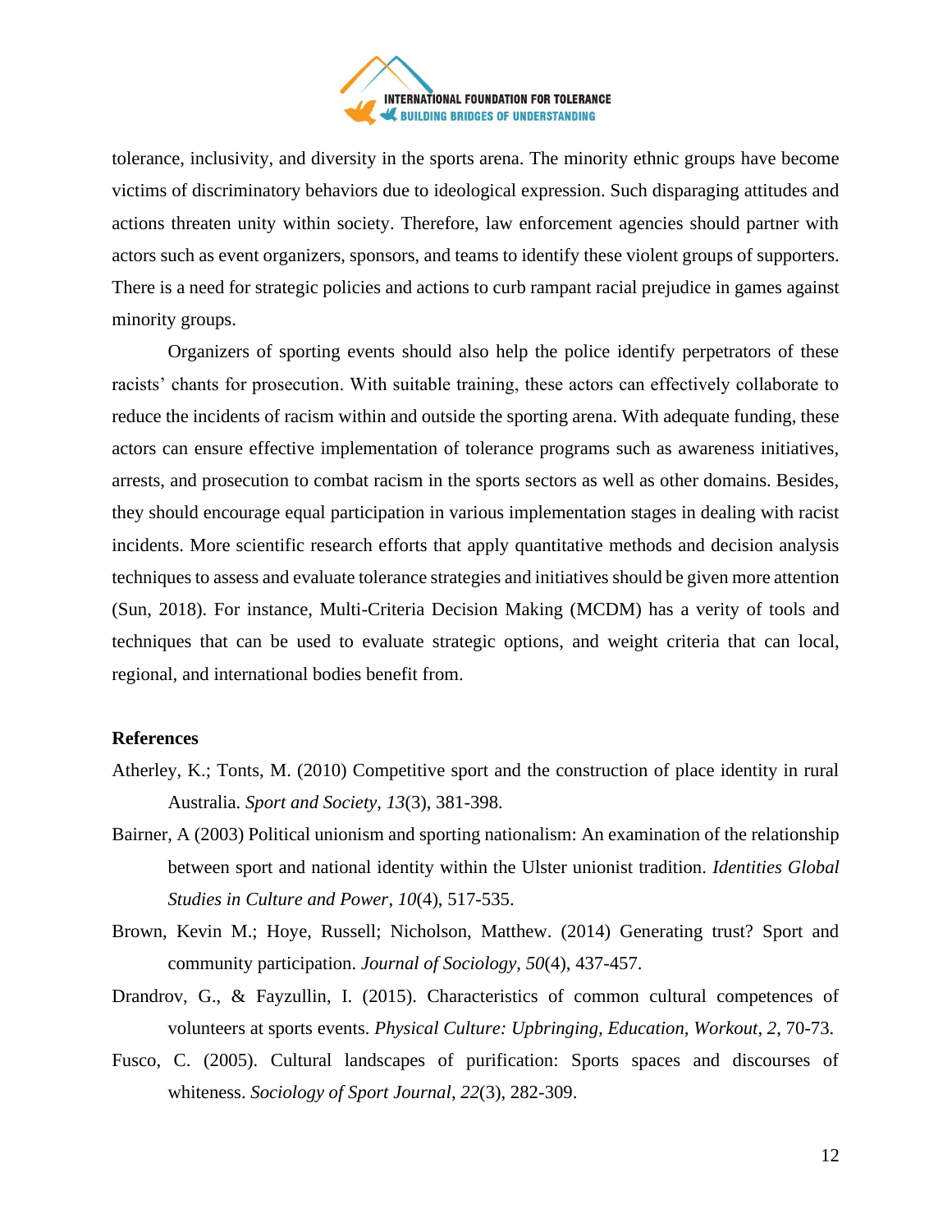tolerance, inclusivity, and diversity in the sports arena. The minority ethnic groups have become victims of discriminatory behaviors due to ideological expression. Such disparaging attitudes and actions threaten unity within society. Therefore, law enforcement agencies should partner with actors such as event organizers, sponsors, and teams to identify these violent groups of supporters. There is a need for strategic policies and actions to curb rampant racial prejudice in games against minority groups.

Organizers of sporting events should also help the police identify perpetrators of these racists' chants for prosecution. With suitable training, these actors can effectively collaborate to reduce the incidents of racism within and outside the sporting arena. With adequate funding, these actors can ensure effective implementation of tolerance programs such as awareness initiatives, arrests, and prosecution to combat racism in the sports sectors as well as other domains. Besides, they should encourage equal participation in various implementation stages in dealing with racist incidents. More scientific research efforts that apply quantitative methods and decision analysis techniques to assess and evaluate tolerance strategies and initiatives should be given more attention (Sun, 2018). For instance, Multi-Criteria Decision Making (MCDM) has a verity of tools and techniques that can be used to evaluate strategic options, and weight criteria that can local, regional, and international bodies benefit from.

**References**

Atherley, K.; Tonts, M. (2010) Competitive sport and the construction of place identity in rural Australia. *Sport and Society*, *13*(3), 381-398.

Bairner, A (2003) Political unionism and sporting nationalism: An examination of the relationship between sport and national identity within the Ulster unionist tradition. *Identities Global Studies in Culture and Power*, *10*(4), 517-535.

Brown, Kevin M.; Hoye, Russell; Nicholson, Matthew. (2014) Generating trust? Sport and community participation. *Journal of Sociology*, *50*(4), 437-457.

Drandrov, G., & Fayzullin, I. (2015). Characteristics of common cultural competences of volunteers at sports events. *Physical Culture: Upbringing, Education, Workout*, *2*, 70-73.

Fusco, C. (2005). Cultural landscapes of purification: Sports spaces and discourses of whiteness. *Sociology of Sport Journal*, *22*(3), 282-309.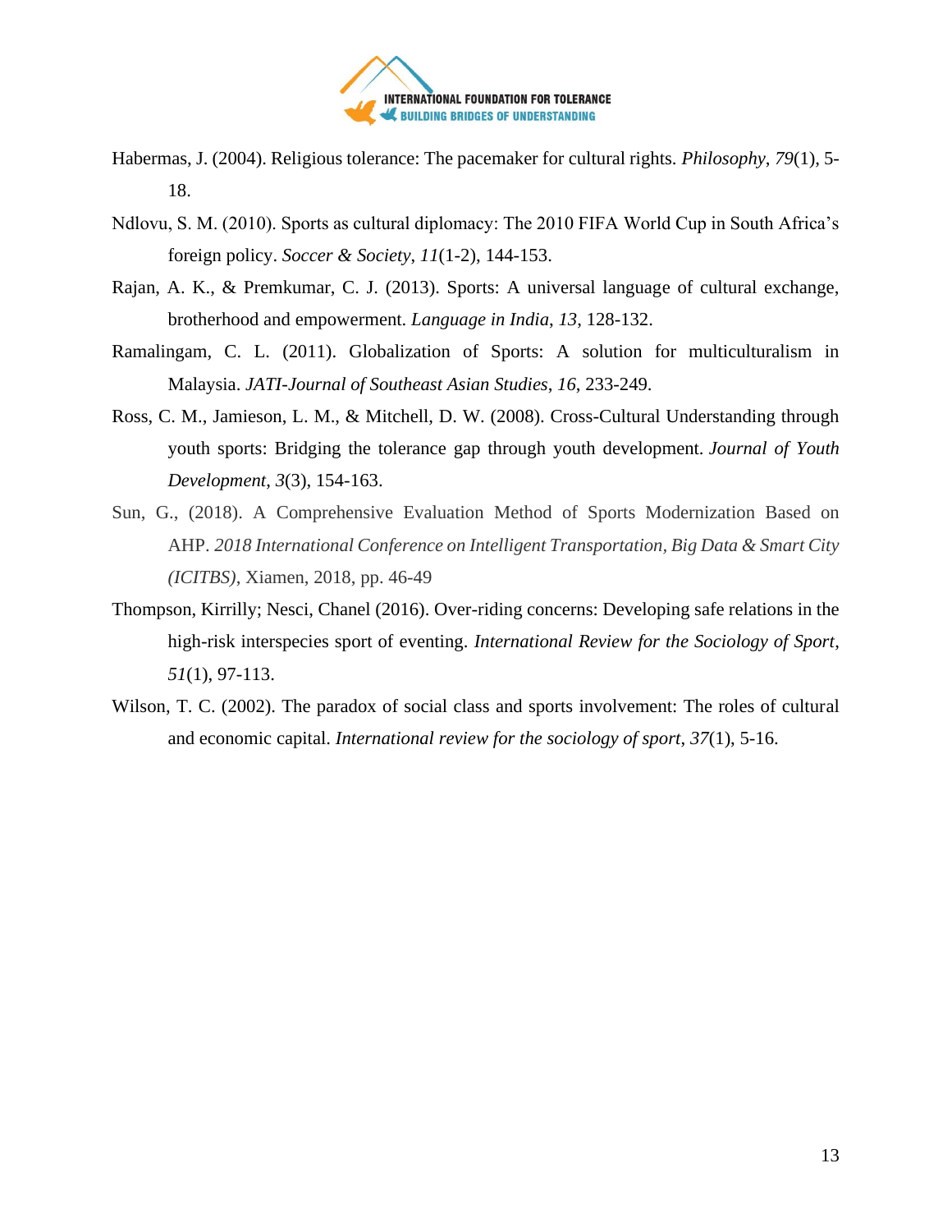Habermas, J. (2004). Religious tolerance: The pacemaker for cultural rights. *Philosophy*, *79*(1), 5-18.

Ndlovu, S. M. (2010). Sports as cultural diplomacy: The 2010 FIFA World Cup in South Africa's foreign policy. *Soccer & Society*, *11*(1-2), 144-153.

Rajan, A. K., & Premkumar, C. J. (2013). Sports: A universal language of cultural exchange, brotherhood and empowerment. *Language in India*, *13*, 128-132.

Ramalingam, C. L. (2011). Globalization of Sports: A solution for multiculturalism in Malaysia. *JATI-Journal of Southeast Asian Studies*, *16*, 233-249.

Ross, C. M., Jamieson, L. M., & Mitchell, D. W. (2008). Cross-Cultural Understanding through youth sports: Bridging the tolerance gap through youth development. *Journal of Youth Development*, *3*(3), 154-163.

Sun, G., (2018). A Comprehensive Evaluation Method of Sports Modernization Based on AHP. *2018 International Conference on Intelligent Transportation, Big Data & Smart City (ICITBS)*, Xiamen, 2018, pp. 46-49

Thompson, Kirrilly; Nesci, Chanel (2016). Over-riding concerns: Developing safe relations in the high-risk interspecies sport of eventing. *International Review for the Sociology of Sport*, *51*(1), 97-113.

Wilson, T. C. (2002). The paradox of social class and sports involvement: The roles of cultural and economic capital. *International review for the sociology of sport*, *37*(1), 5-16.